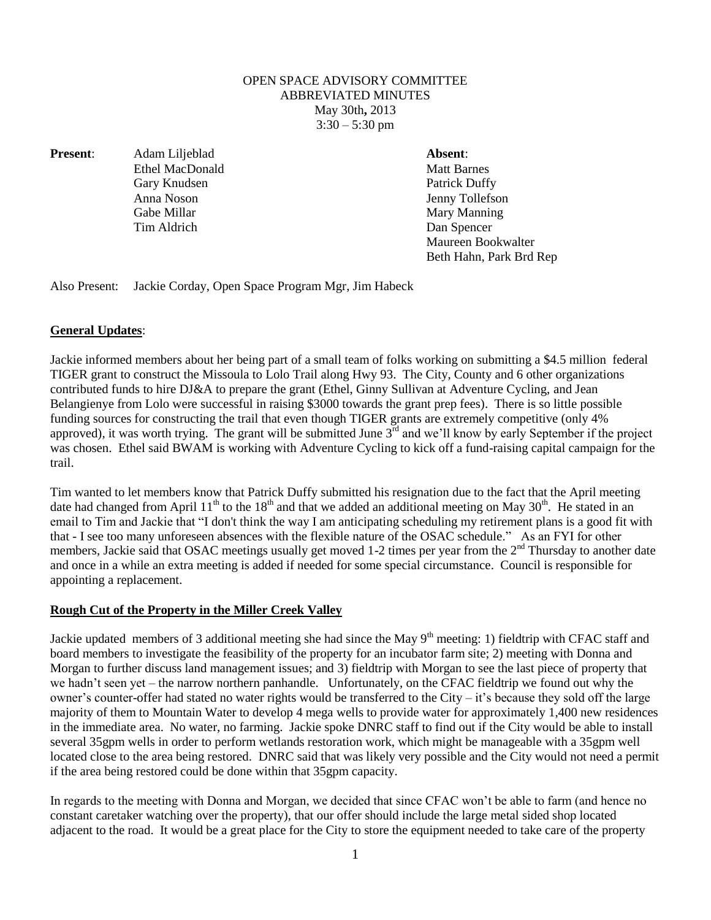OPEN SPACE ADVISORY COMMITTEE
ABBREVIATED MINUTES
May 30th**,** 2013
3:30 – 5:30 pm

| **Present**: | **Absent**: |
|---|---|
| Adam Liljeblad | Matt Barnes |
| Ethel MacDonald | Patrick Duffy |
| Gary Knudsen | Jenny Tollefson |
| Anna Noson | Mary Manning |
| Gabe Millar | Dan Spencer |
| Tim Aldrich | Maureen Bookwalter |
| | Beth Hahn, Park Brd Rep |

Also Present: Jackie Corday, Open Space Program Mgr, Jim Habeck

**General Updates**:

Jackie informed members about her being part of a small team of folks working on submitting a $4.5 million federal TIGER grant to construct the Missoula to Lolo Trail along Hwy 93. The City, County and 6 other organizations contributed funds to hire DJ&A to prepare the grant (Ethel, Ginny Sullivan at Adventure Cycling, and Jean Belangienye from Lolo were successful in raising $3000 towards the grant prep fees). There is so little possible funding sources for constructing the trail that even though TIGER grants are extremely competitive (only 4% approved), it was worth trying. The grant will be submitted June 3rd and we'll know by early September if the project was chosen. Ethel said BWAM is working with Adventure Cycling to kick off a fund-raising capital campaign for the trail.

Tim wanted to let members know that Patrick Duffy submitted his resignation due to the fact that the April meeting date had changed from April 11th to the 18th and that we added an additional meeting on May 30th. He stated in an email to Tim and Jackie that "I don't think the way I am anticipating scheduling my retirement plans is a good fit with that - I see too many unforeseen absences with the flexible nature of the OSAC schedule." As an FYI for other members, Jackie said that OSAC meetings usually get moved 1-2 times per year from the 2nd Thursday to another date and once in a while an extra meeting is added if needed for some special circumstance. Council is responsible for appointing a replacement.

**Rough Cut of the Property in the Miller Creek Valley**

Jackie updated members of 3 additional meeting she had since the May 9th meeting: 1) fieldtrip with CFAC staff and board members to investigate the feasibility of the property for an incubator farm site; 2) meeting with Donna and Morgan to further discuss land management issues; and 3) fieldtrip with Morgan to see the last piece of property that we hadn't seen yet – the narrow northern panhandle. Unfortunately, on the CFAC fieldtrip we found out why the owner's counter-offer had stated no water rights would be transferred to the City – it's because they sold off the large majority of them to Mountain Water to develop 4 mega wells to provide water for approximately 1,400 new residences in the immediate area. No water, no farming. Jackie spoke DNRC staff to find out if the City would be able to install several 35gpm wells in order to perform wetlands restoration work, which might be manageable with a 35gpm well located close to the area being restored. DNRC said that was likely very possible and the City would not need a permit if the area being restored could be done within that 35gpm capacity.

In regards to the meeting with Donna and Morgan, we decided that since CFAC won't be able to farm (and hence no constant caretaker watching over the property), that our offer should include the large metal sided shop located adjacent to the road. It would be a great place for the City to store the equipment needed to take care of the property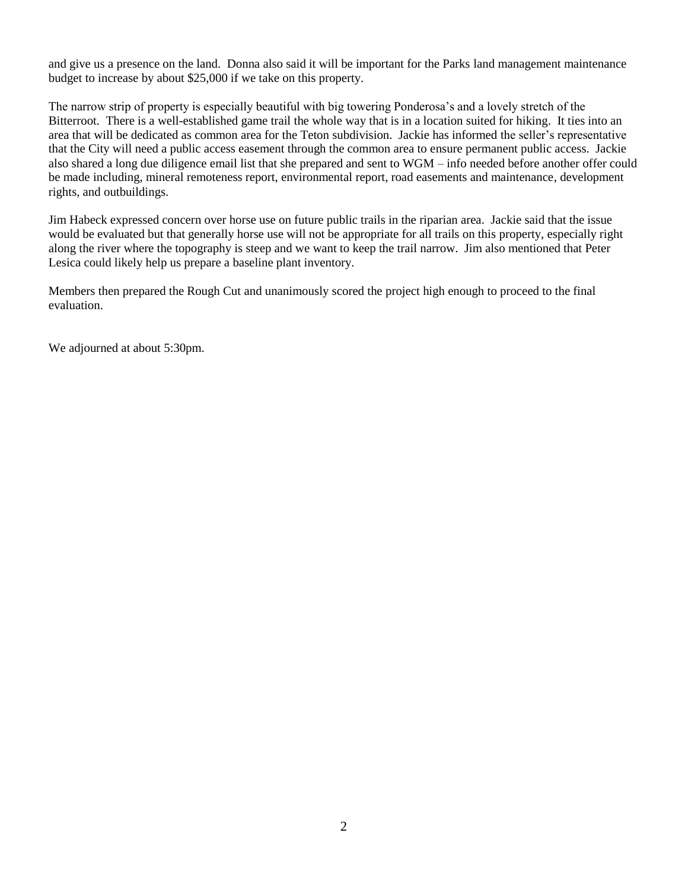and give us a presence on the land. Donna also said it will be important for the Parks land management maintenance budget to increase by about $25,000 if we take on this property.

The narrow strip of property is especially beautiful with big towering Ponderosa's and a lovely stretch of the Bitterroot. There is a well-established game trail the whole way that is in a location suited for hiking. It ties into an area that will be dedicated as common area for the Teton subdivision. Jackie has informed the seller's representative that the City will need a public access easement through the common area to ensure permanent public access. Jackie also shared a long due diligence email list that she prepared and sent to WGM – info needed before another offer could be made including, mineral remoteness report, environmental report, road easements and maintenance, development rights, and outbuildings.

Jim Habeck expressed concern over horse use on future public trails in the riparian area. Jackie said that the issue would be evaluated but that generally horse use will not be appropriate for all trails on this property, especially right along the river where the topography is steep and we want to keep the trail narrow. Jim also mentioned that Peter Lesica could likely help us prepare a baseline plant inventory.

Members then prepared the Rough Cut and unanimously scored the project high enough to proceed to the final evaluation.

We adjourned at about 5:30pm.